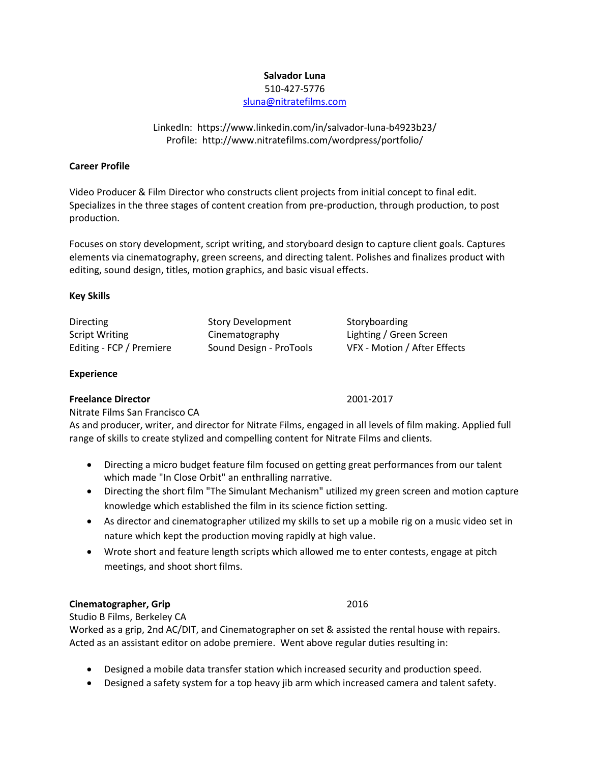**Salvador Luna**
510-427-5776
sluna@nitratefilms.com

LinkedIn: https://www.linkedin.com/in/salvador-luna-b4923b23/
Profile: http://www.nitratefilms.com/wordpress/portfolio/

## Career Profile

Video Producer & Film Director who constructs client projects from initial concept to final edit. Specializes in the three stages of content creation from pre-production, through production, to post production.

Focuses on story development, script writing, and storyboard design to capture client goals. Captures elements via cinematography, green screens, and directing talent. Polishes and finalizes product with editing, sound design, titles, motion graphics, and basic visual effects.

## Key Skills

| | | |
|---|---|---|
| Directing | Story Development | Storyboarding |
| Script Writing | Cinematography | Lighting / Green Screen |
| Editing - FCP / Premiere | Sound Design - ProTools | VFX - Motion / After Effects |

## Experience

**Freelance Director** 2001-2017

Nitrate Films San Francisco CA

As and producer, writer, and director for Nitrate Films, engaged in all levels of film making. Applied full range of skills to create stylized and compelling content for Nitrate Films and clients.

- Directing a micro budget feature film focused on getting great performances from our talent which made "In Close Orbit" an enthralling narrative.
- Directing the short film "The Simulant Mechanism" utilized my green screen and motion capture knowledge which established the film in its science fiction setting.
- As director and cinematographer utilized my skills to set up a mobile rig on a music video set in nature which kept the production moving rapidly at high value.
- Wrote short and feature length scripts which allowed me to enter contests, engage at pitch meetings, and shoot short films.

**Cinematographer, Grip** 2016

Studio B Films, Berkeley CA

Worked as a grip, 2nd AC/DIT, and Cinematographer on set & assisted the rental house with repairs. Acted as an assistant editor on adobe premiere. Went above regular duties resulting in:

- Designed a mobile data transfer station which increased security and production speed.
- Designed a safety system for a top heavy jib arm which increased camera and talent safety.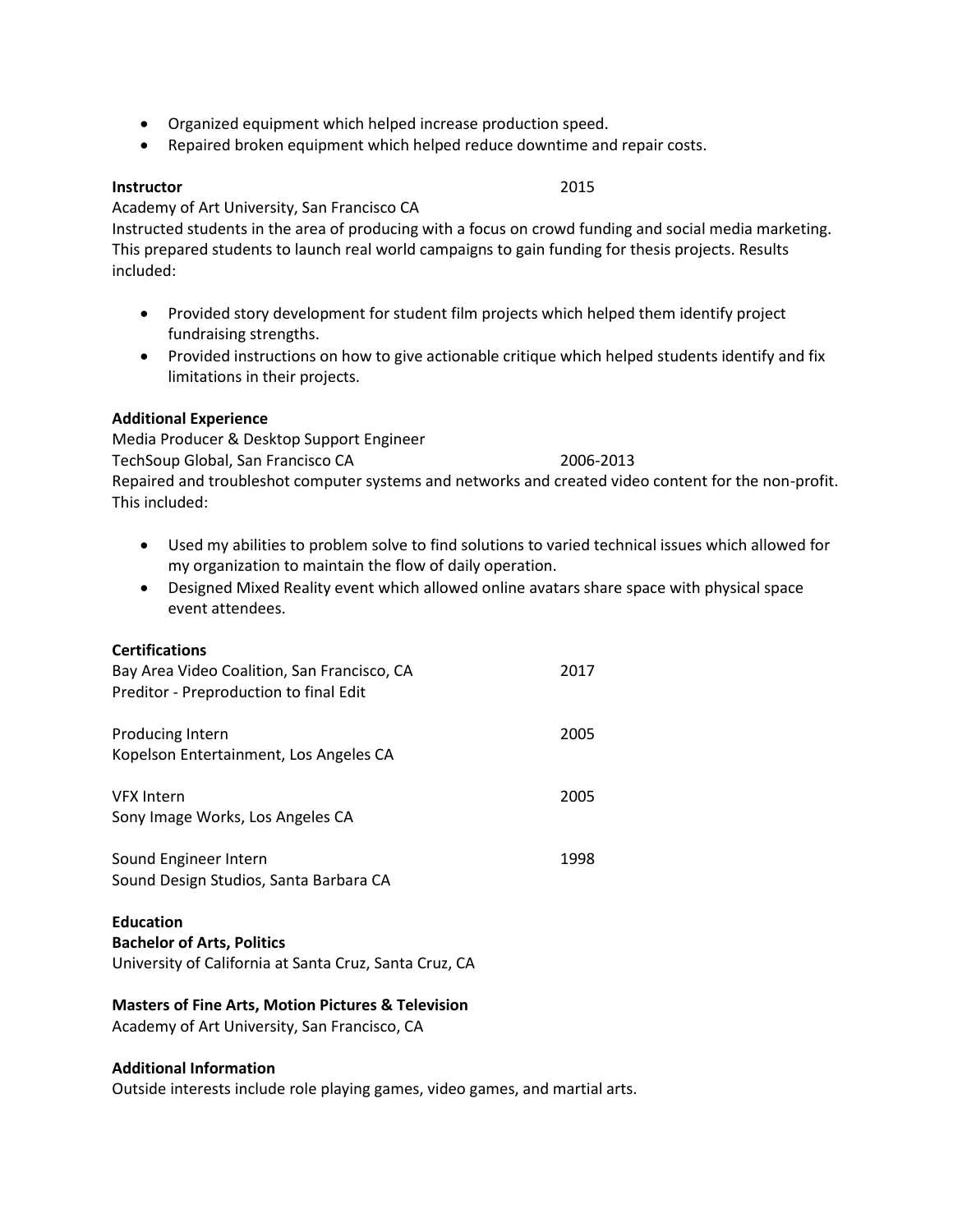- Organized equipment which helped increase production speed.
- Repaired broken equipment which helped reduce downtime and repair costs.

**Instructor** 2015

Academy of Art University, San Francisco CA

Instructed students in the area of producing with a focus on crowd funding and social media marketing. This prepared students to launch real world campaigns to gain funding for thesis projects. Results included:

- Provided story development for student film projects which helped them identify project fundraising strengths.
- Provided instructions on how to give actionable critique which helped students identify and fix limitations in their projects.

**Additional Experience**

Media Producer & Desktop Support Engineer

TechSoup Global, San Francisco CA 2006-2013

Repaired and troubleshot computer systems and networks and created video content for the non-profit. This included:

- Used my abilities to problem solve to find solutions to varied technical issues which allowed for my organization to maintain the flow of daily operation.
- Designed Mixed Reality event which allowed online avatars share space with physical space event attendees.

**Certifications**

Bay Area Video Coalition, San Francisco, CA 2017
Preditor - Preproduction to final Edit

Producing Intern 2005
Kopelson Entertainment, Los Angeles CA

VFX Intern 2005
Sony Image Works, Los Angeles CA

Sound Engineer Intern 1998
Sound Design Studios, Santa Barbara CA

**Education**

**Bachelor of Arts, Politics**
University of California at Santa Cruz, Santa Cruz, CA

**Masters of Fine Arts, Motion Pictures & Television**
Academy of Art University, San Francisco, CA

**Additional Information**

Outside interests include role playing games, video games, and martial arts.